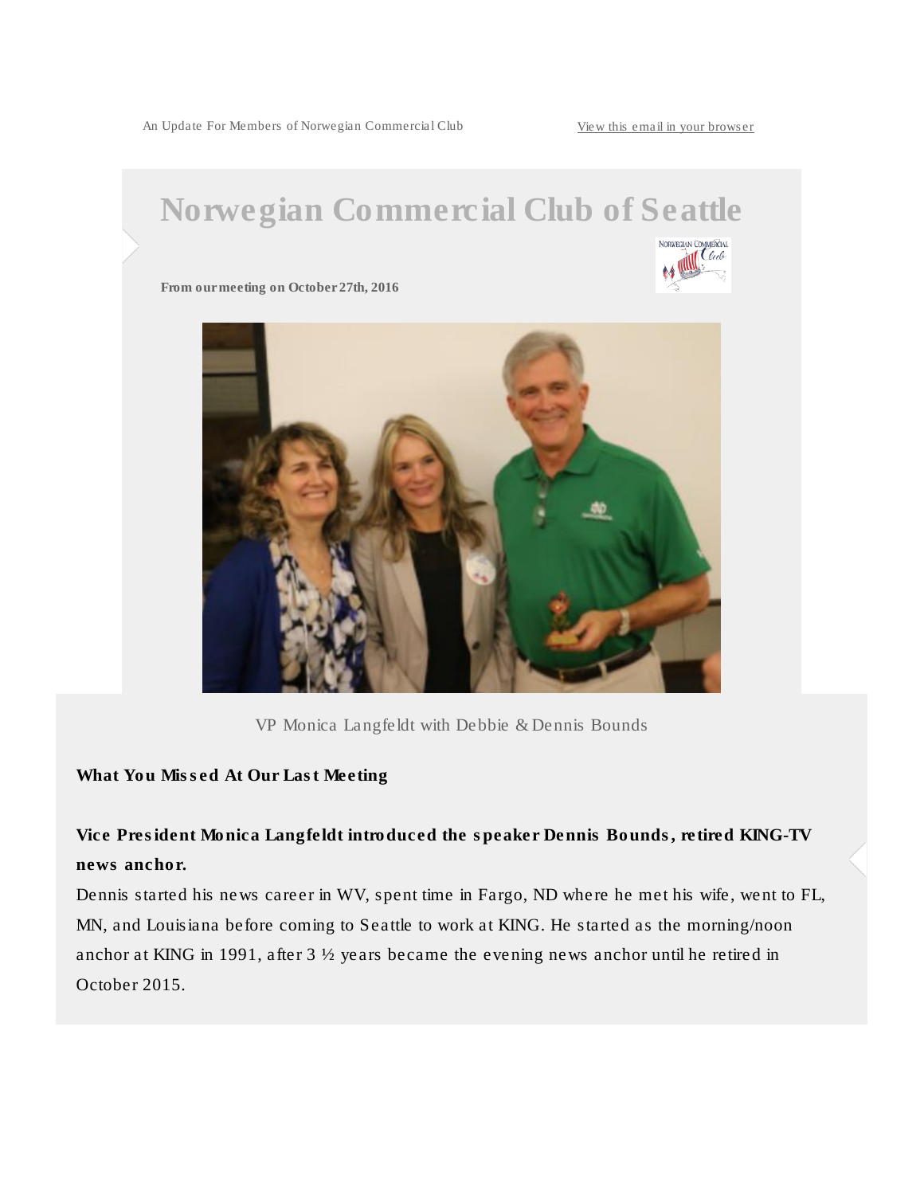An Update For Members of Norwegian Commercial Club

View this email in your browser

# Norwegian Commercial Club of Seattle

**From our meeting on October 27th, 2016**

VP Monica Langfeldt with Debbie & Dennis Bounds

**What You Missed At Our Last Meeting**

**Vice President Monica Langfeldt introduced the speaker Dennis Bounds, retired KING-TV news anchor.**

Dennis started his news career in WV, spent time in Fargo, ND where he met his wife, went to FL, MN, and Louisiana before coming to Seattle to work at KING. He started as the morning/noon anchor at KING in 1991, after 3 ½ years became the evening news anchor until he retired in October 2015.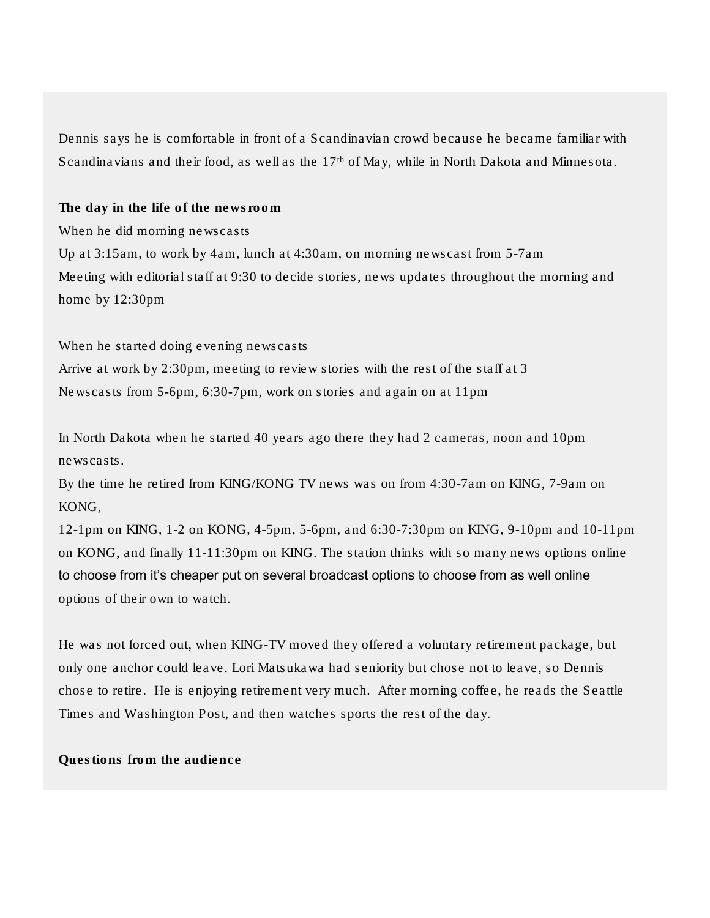Dennis says he is comfortable in front of a Scandinavian crowd because he became familiar with Scandinavians and their food, as well as the 17th of May, while in North Dakota and Minnesota.

**The day in the life of the newsroom**

When he did morning newscasts
Up at 3:15am, to work by 4am, lunch at 4:30am, on morning newscast from 5-7am
Meeting with editorial staff at 9:30 to decide stories, news updates throughout the morning and home by 12:30pm

When he started doing evening newscasts
Arrive at work by 2:30pm, meeting to review stories with the rest of the staff at 3
Newscasts from 5-6pm, 6:30-7pm, work on stories and again on at 11pm

In North Dakota when he started 40 years ago there they had 2 cameras, noon and 10pm newscasts.
By the time he retired from KING/KONG TV news was on from 4:30-7am on KING, 7-9am on KONG,
12-1pm on KING, 1-2 on KONG, 4-5pm, 5-6pm, and 6:30-7:30pm on KING, 9-10pm and 10-11pm on KONG, and finally 11-11:30pm on KING. The station thinks with so many news options online to choose from it's cheaper put on several broadcast options to choose from as well online options of their own to watch.

He was not forced out, when KING-TV moved they offered a voluntary retirement package, but only one anchor could leave. Lori Matsukawa had seniority but chose not to leave, so Dennis chose to retire. He is enjoying retirement very much. After morning coffee, he reads the Seattle Times and Washington Post, and then watches sports the rest of the day.

**Questions from the audience**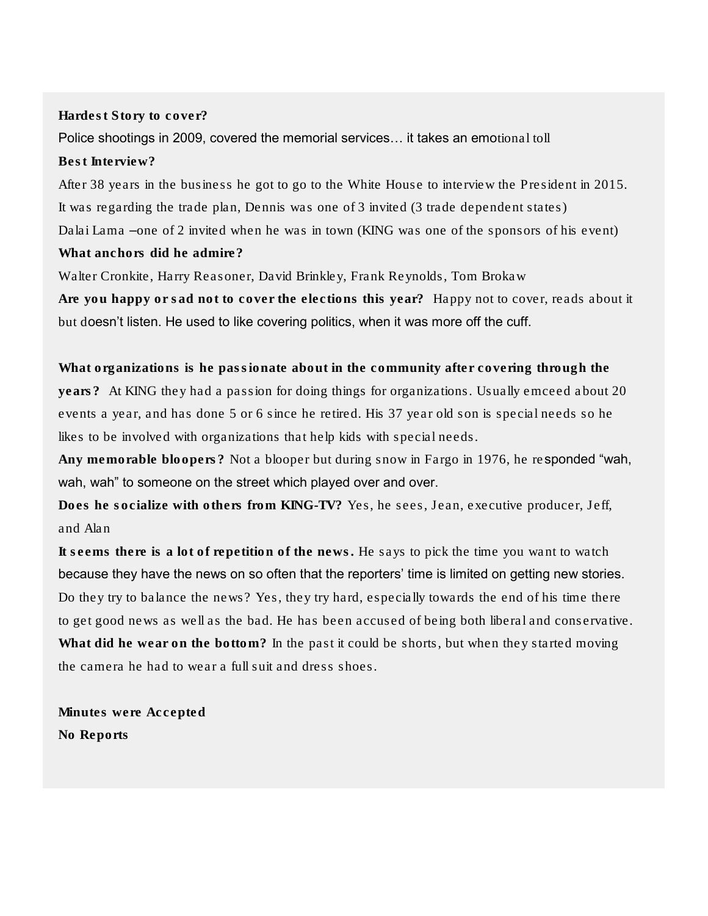**Hardest Story to cover?**

Police shootings in 2009, covered the memorial services… it takes an emotional toll

**Best Interview?**

After 38 years in the business he got to go to the White House to interview the President in 2015. It was regarding the trade plan, Dennis was one of 3 invited (3 trade dependent states)

Dalai Lama –one of 2 invited when he was in town (KING was one of the sponsors of his event)

**What anchors did he admire?**

Walter Cronkite, Harry Reasoner, David Brinkley, Frank Reynolds, Tom Brokaw

**Are you happy or sad not to cover the elections this year?** Happy not to cover, reads about it but doesn't listen. He used to like covering politics, when it was more off the cuff.

**What organizations is he passionate about in the community after covering through the years?** At KING they had a passion for doing things for organizations. Usually emceed about 20 events a year, and has done 5 or 6 since he retired. His 37 year old son is special needs so he likes to be involved with organizations that help kids with special needs.

**Any memorable bloopers?** Not a blooper but during snow in Fargo in 1976, he responded "wah, wah, wah" to someone on the street which played over and over.

**Does he socialize with others from KING-TV?** Yes, he sees, Jean, executive producer, Jeff, and Alan

**It seems there is a lot of repetition of the news.** He says to pick the time you want to watch because they have the news on so often that the reporters' time is limited on getting new stories. Do they try to balance the news? Yes, they try hard, especially towards the end of his time there to get good news as well as the bad. He has been accused of being both liberal and conservative.

**What did he wear on the bottom?** In the past it could be shorts, but when they started moving the camera he had to wear a full suit and dress shoes.

**Minutes were Accepted**

**No Reports**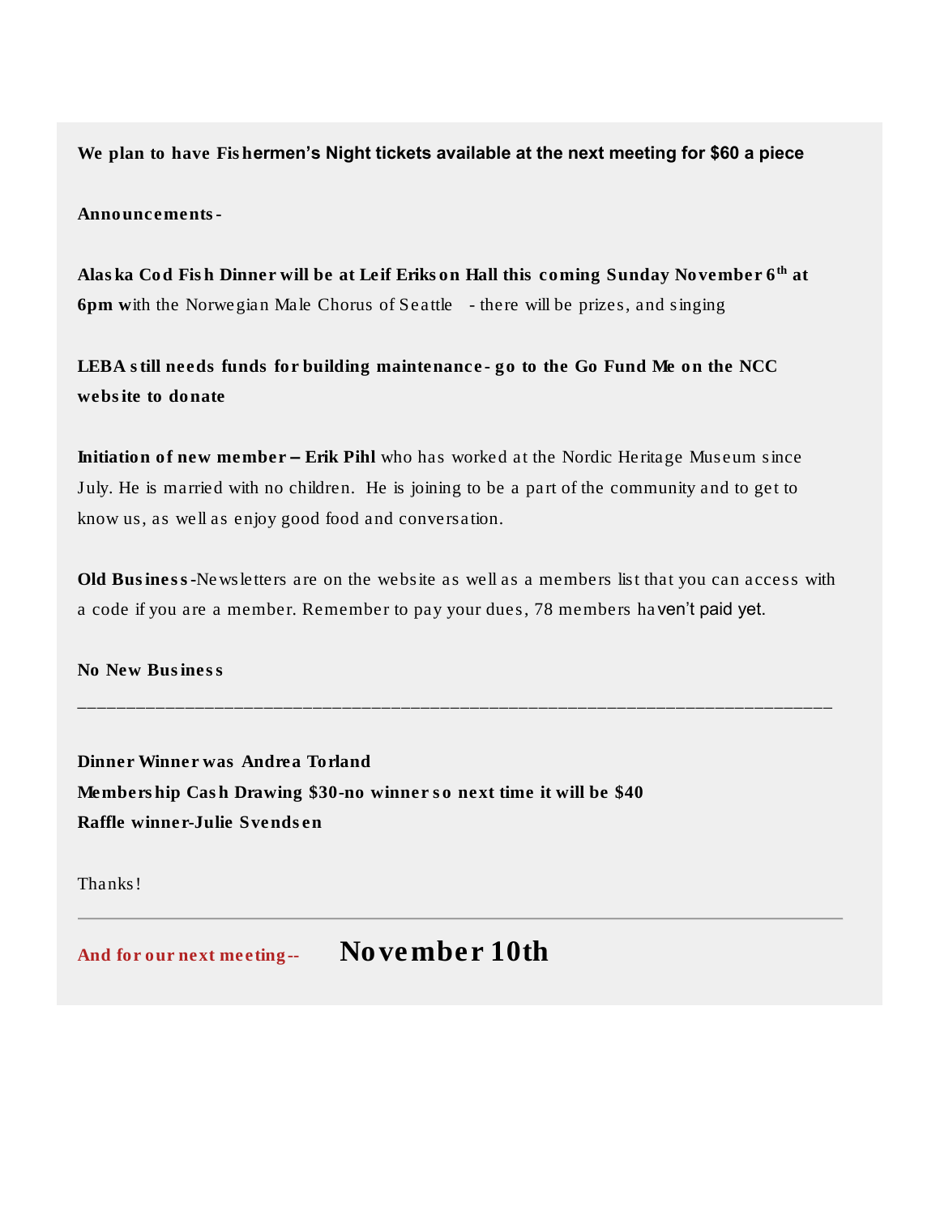**We plan to have Fishermen's Night tickets available at the next meeting for $60 a piece**

**Announcements-**

**Alaska Cod Fish Dinner will be at Leif Erikson Hall this coming Sunday November 6th at 6pm w**ith the Norwegian Male Chorus of Seattle - there will be prizes, and singing

**LEBA still needs funds for building maintenance- go to the Go Fund Me on the NCC website to donate**

**Initiation of new member – Erik Pihl** who has worked at the Nordic Heritage Museum since July. He is married with no children. He is joining to be a part of the community and to get to know us, as well as enjoy good food and conversation.

**Old Business**-Newsletters are on the website as well as a members list that you can access with a code if you are a member. Remember to pay your dues, 78 members haven't paid yet.

**No New Business**

___

**Dinner Winner was Andrea Torland**
**Membership Cash Drawing $30-no winner so next time it will be $40**
**Raffle winner-Julie Svendsen**

Thanks!

---

**And for our next meeting--** **November 10th**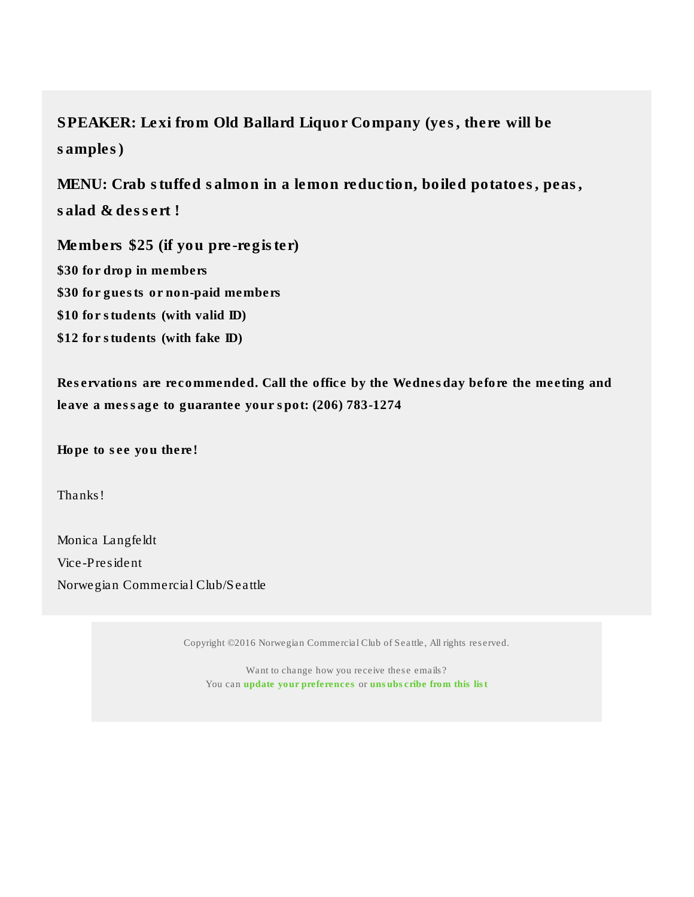**SPEAKER: Lexi from Old Ballard Liquor Company (yes, there will be samples)**

**MENU: Crab stuffed salmon in a lemon reduction, boiled potatoes, peas, salad & dessert!**

**Members $25 (if you pre-register)**

**$30 for drop in members**

**$30 for guests or non-paid members**

**$10 for students (with valid ID)**

**$12 for students (with fake ID)**

**Reservations are recommended. Call the office by the Wednesday before the meeting and leave a message to guarantee your spot: (206) 783-1274**

**Hope to see you there!**

Thanks!

Monica Langfeldt
Vice-President
Norwegian Commercial Club/Seattle

Copyright ©2016 Norwegian Commercial Club of Seattle, All rights reserved.

Want to change how you receive these emails?
You can **update your preferences** or **unsubscribe from this list**